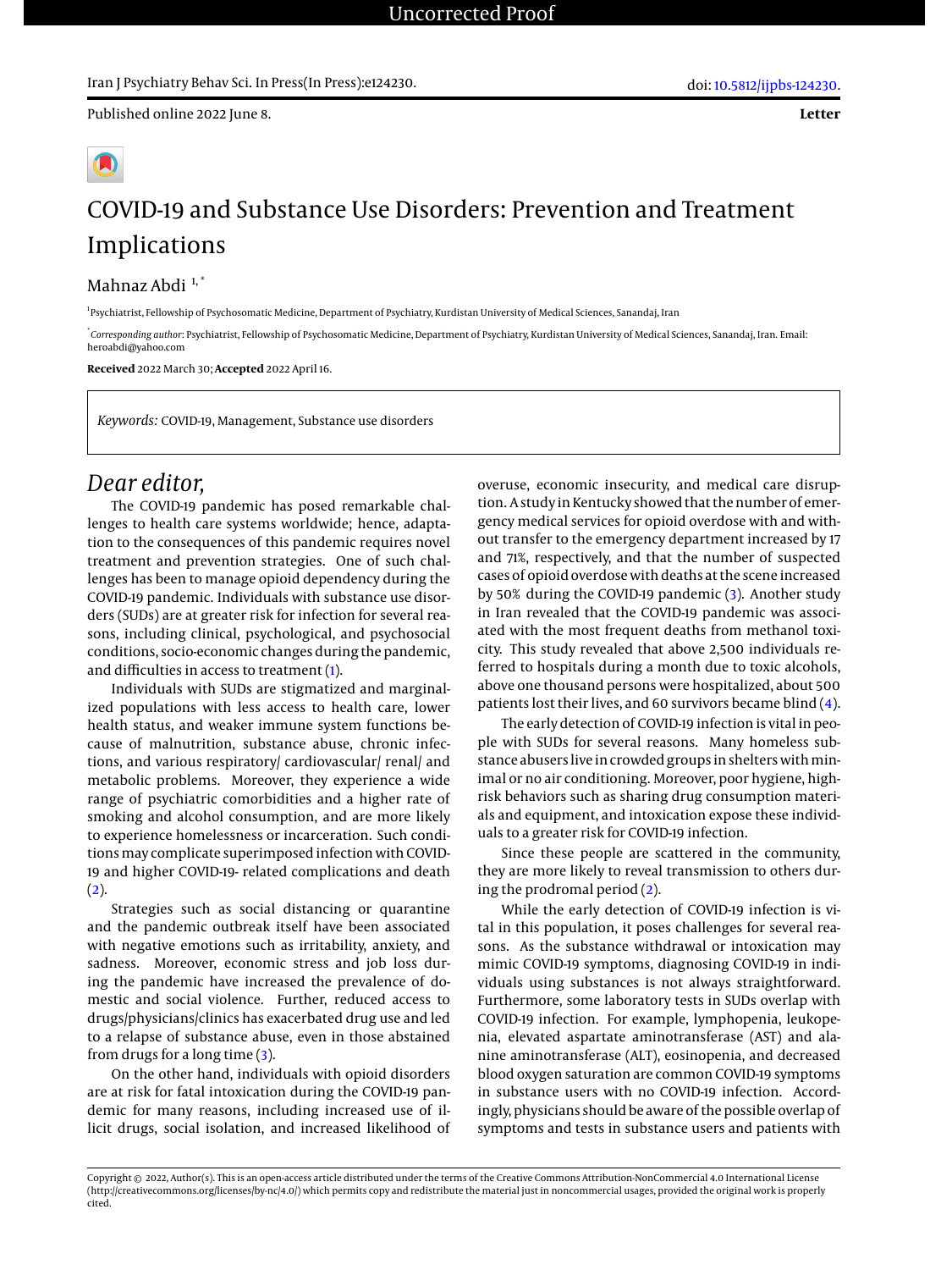Letter

# COVID-19 and Substance Use Disorders: Prevention and Treatment Implications

Mahnaz Abdi [1,*]

[1] Psychiatrist, Fellowship of Psychosomatic Medicine, Department of Psychiatry, Kurdistan University of Medical Sciences, Sanandaj, Iran

[*] *Corresponding author*: Psychiatrist, Fellowship of Psychosomatic Medicine, Department of Psychiatry, Kurdistan University of Medical Sciences, Sanandaj, Iran. Email: heroabdi@yahoo.com

**Received** 2022 March 30; **Accepted** 2022 April 16.

*Keywords:* COVID-19, Management, Substance use disorders

## *Dear editor,*

The COVID-19 pandemic has posed remarkable challenges to health care systems worldwide; hence, adaptation to the consequences of this pandemic requires novel treatment and prevention strategies. One of such challenges has been to manage opioid dependency during the COVID-19 pandemic. Individuals with substance use disorders (SUDs) are at greater risk for infection for several reasons, including clinical, psychological, and psychosocial conditions, socio-economic changes during the pandemic, and difficulties in access to treatment (1).

Individuals with SUDs are stigmatized and marginalized populations with less access to health care, lower health status, and weaker immune system functions because of malnutrition, substance abuse, chronic infections, and various respiratory/ cardiovascular/ renal/ and metabolic problems. Moreover, they experience a wide range of psychiatric comorbidities and a higher rate of smoking and alcohol consumption, and are more likely to experience homelessness or incarceration. Such conditions may complicate superimposed infection with COVID-19 and higher COVID-19- related complications and death (2).

Strategies such as social distancing or quarantine and the pandemic outbreak itself have been associated with negative emotions such as irritability, anxiety, and sadness. Moreover, economic stress and job loss during the pandemic have increased the prevalence of domestic and social violence. Further, reduced access to drugs/physicians/clinics has exacerbated drug use and led to a relapse of substance abuse, even in those abstained from drugs for a long time (3).

On the other hand, individuals with opioid disorders are at risk for fatal intoxication during the COVID-19 pandemic for many reasons, including increased use of illicit drugs, social isolation, and increased likelihood of overuse, economic insecurity, and medical care disruption. A study in Kentucky showed that the number of emergency medical services for opioid overdose with and without transfer to the emergency department increased by 17 and 71%, respectively, and that the number of suspected cases of opioid overdose with deaths at the scene increased by 50% during the COVID-19 pandemic (3). Another study in Iran revealed that the COVID-19 pandemic was associated with the most frequent deaths from methanol toxicity. This study revealed that above 2,500 individuals referred to hospitals during a month due to toxic alcohols, above one thousand persons were hospitalized, about 500 patients lost their lives, and 60 survivors became blind (4).

The early detection of COVID-19 infection is vital in people with SUDs for several reasons. Many homeless substance abusers live in crowded groups in shelters with minimal or no air conditioning. Moreover, poor hygiene, high-risk behaviors such as sharing drug consumption materials and equipment, and intoxication expose these individuals to a greater risk for COVID-19 infection.

Since these people are scattered in the community, they are more likely to reveal transmission to others during the prodromal period (2).

While the early detection of COVID-19 infection is vital in this population, it poses challenges for several reasons. As the substance withdrawal or intoxication may mimic COVID-19 symptoms, diagnosing COVID-19 in individuals using substances is not always straightforward. Furthermore, some laboratory tests in SUDs overlap with COVID-19 infection. For example, lymphopenia, leukopenia, elevated aspartate aminotransferase (AST) and alanine aminotransferase (ALT), eosinopenia, and decreased blood oxygen saturation are common COVID-19 symptoms in substance users with no COVID-19 infection. Accordingly, physicians should be aware of the possible overlap of symptoms and tests in substance users and patients with

Copyright © 2022, Author(s). This is an open-access article distributed under the terms of the Creative Commons Attribution-NonCommercial 4.0 International License (http://creativecommons.org/licenses/by-nc/4.0/) which permits copy and redistribute the material just in noncommercial usages, provided the original work is properly cited.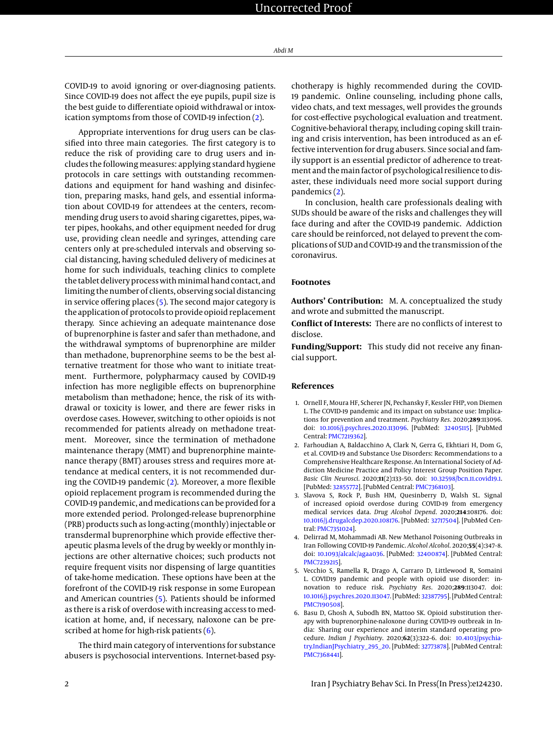COVID-19 to avoid ignoring or over-diagnosing patients. Since COVID-19 does not affect the eye pupils, pupil size is the best guide to differentiate opioid withdrawal or intoxication symptoms from those of COVID-19 infection (2).

Appropriate interventions for drug users can be classified into three main categories. The first category is to reduce the risk of providing care to drug users and includes the following measures: applying standard hygiene protocols in care settings with outstanding recommendations and equipment for hand washing and disinfection, preparing masks, hand gels, and essential information about COVID-19 for attendees at the centers, recommending drug users to avoid sharing cigarettes, pipes, water pipes, hookahs, and other equipment needed for drug use, providing clean needle and syringes, attending care centers only at pre-scheduled intervals and observing social distancing, having scheduled delivery of medicines at home for such individuals, teaching clinics to complete the tablet delivery process with minimal hand contact, and limiting the number of clients, observing social distancing in service offering places (5). The second major category is the application of protocols to provide opioid replacement therapy. Since achieving an adequate maintenance dose of buprenorphine is faster and safer than methadone, and the withdrawal symptoms of buprenorphine are milder than methadone, buprenorphine seems to be the best alternative treatment for those who want to initiate treatment. Furthermore, polypharmacy caused by COVID-19 infection has more negligible effects on buprenorphine metabolism than methadone; hence, the risk of its withdrawal or toxicity is lower, and there are fewer risks in overdose cases. However, switching to other opioids is not recommended for patients already on methadone treatment. Moreover, since the termination of methadone maintenance therapy (MMT) and buprenorphine maintenance therapy (BMT) arouses stress and requires more attendance at medical centers, it is not recommended during the COVID-19 pandemic (2). Moreover, a more flexible opioid replacement program is recommended during the COVID-19 pandemic, and medications can be provided for a more extended period. Prolonged-release buprenorphine (PRB) products such as long-acting (monthly) injectable or transdermal buprenorphine which provide effective therapeutic plasma levels of the drug by weekly or monthly injections are other alternative choices; such products not require frequent visits nor dispensing of large quantities of take-home medication. These options have been at the forefront of the COVID-19 risk response in some European and American countries (5). Patients should be informed as there is a risk of overdose with increasing access to medication at home, and, if necessary, naloxone can be prescribed at home for high-risk patients (6).

The third main category of interventions for substance abusers is psychosocial interventions. Internet-based psychotherapy is highly recommended during the COVID-19 pandemic. Online counseling, including phone calls, video chats, and text messages, well provides the grounds for cost-effective psychological evaluation and treatment. Cognitive-behavioral therapy, including coping skill training and crisis intervention, has been introduced as an effective intervention for drug abusers. Since social and family support is an essential predictor of adherence to treatment and the main factor of psychological resilience to disaster, these individuals need more social support during pandemics (2).

In conclusion, health care professionals dealing with SUDs should be aware of the risks and challenges they will face during and after the COVID-19 pandemic. Addiction care should be reinforced, not delayed to prevent the complications of SUD and COVID-19 and the transmission of the coronavirus.

## Footnotes

**Authors' Contribution:** M. A. conceptualized the study and wrote and submitted the manuscript.

**Conflict of Interests:** There are no conflicts of interest to disclose.

**Funding/Support:** This study did not receive any financial support.

## References

1. Ornell F, Moura HF, Scherer JN, Pechansky F, Kessler FHP, von Diemen L. The COVID-19 pandemic and its impact on substance use: Implications for prevention and treatment. *Psychiatry Res*. 2020;**289**:113096. doi: 10.1016/j.psychres.2020.113096. [PubMed: 32405115]. [PubMed Central: PMC7219362].
2. Farhoudian A, Baldacchino A, Clark N, Gerra G, Ekhtiari H, Dom G, et al. COVID-19 and Substance Use Disorders: Recommendations to a Comprehensive Healthcare Response. An International Society of Addiction Medicine Practice and Policy Interest Group Position Paper. *Basic Clin Neurosci*. 2020;**11**(2):133–50. doi: 10.32598/bcn.11.covid19.1. [PubMed: 32855772]. [PubMed Central: PMC7368103].
3. Slavova S, Rock P, Bush HM, Quesinberry D, Walsh SL. Signal of increased opioid overdose during COVID-19 from emergency medical services data. *Drug Alcohol Depend*. 2020;**214**:108176. doi: 10.1016/j.drugalcdep.2020.108176. [PubMed: 32717504]. [PubMed Central: PMC7351024].
4. Delirrad M, Mohammadi AB. New Methanol Poisoning Outbreaks in Iran Following COVID-19 Pandemic. *Alcohol Alcohol*. 2020;**55**(4):347–8. doi: 10.1093/alcalc/agaa036. [PubMed: 32400874]. [PubMed Central: PMC7239215].
5. Vecchio S, Ramella R, Drago A, Carraro D, Littlewood R, Somaini L. COVID19 pandemic and people with opioid use disorder: innovation to reduce risk. *Psychiatry Res*. 2020;**289**:113047. doi: 10.1016/j.psychres.2020.113047. [PubMed: 32387795]. [PubMed Central: PMC7190508].
6. Basu D, Ghosh A, Subodh BN, Mattoo SK. Opioid substitution therapy with buprenorphine-naloxone during COVID-19 outbreak in India: Sharing our experience and interim standard operating procedure. *Indian J Psychiatry*. 2020;**62**(3):322–6. doi: 10.4103/psychiatry.IndianJPsychiatry_295_20. [PubMed: 32773878]. [PubMed Central: PMC7368441].